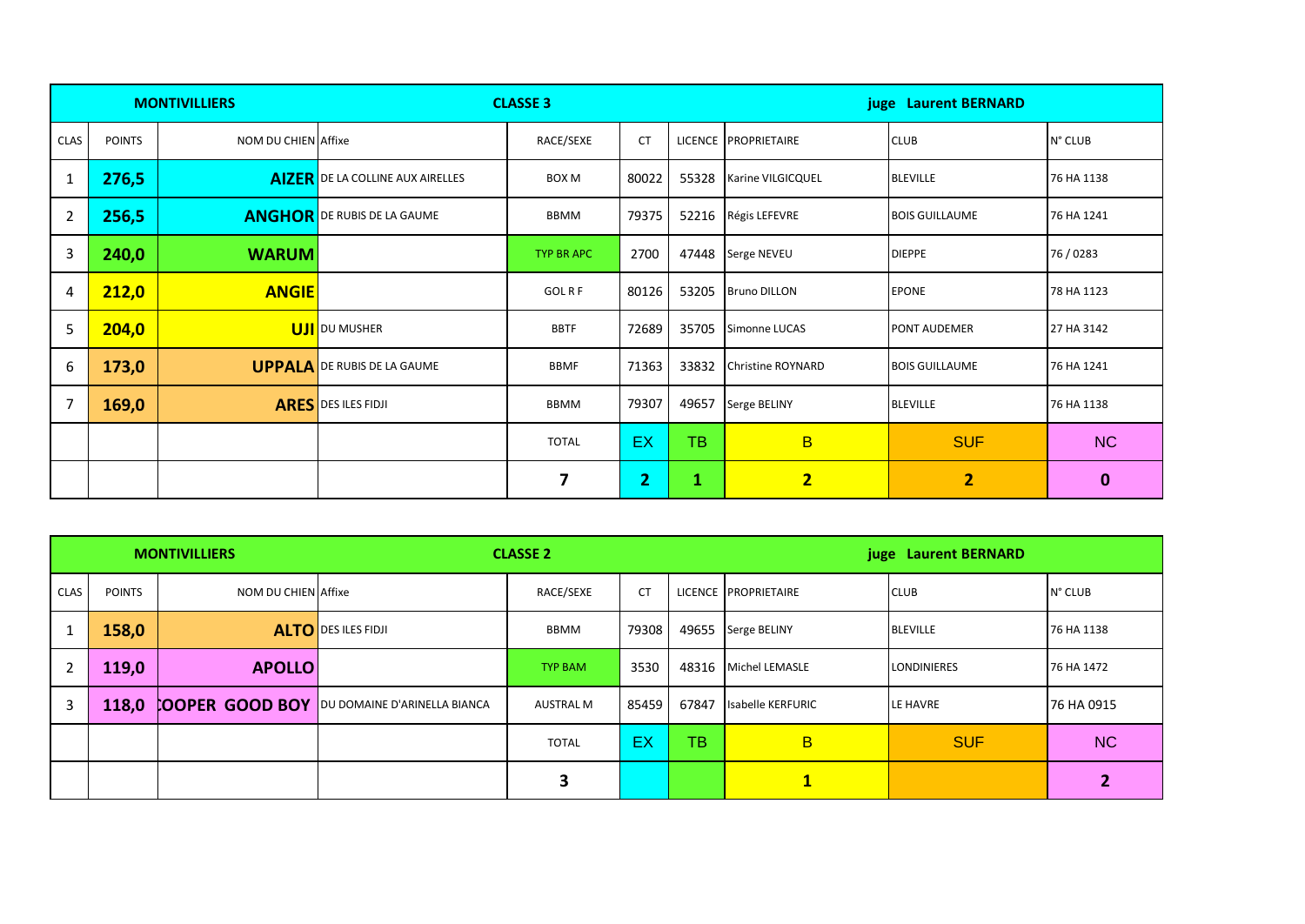| MONTIVILLIERS | | | | CLASSE 3 | | | juge Laurent BERNARD | | |
|---|---|---|---|---|---|---|---|---|---|
| CLAS | POINTS | NOM DU CHIEN | Affixe | RACE/SEXE | CT | LICENCE | PROPRIETAIRE | CLUB | N° CLUB |
| 1 | **276,5** | **AIZER** | DE LA COLLINE AUX AIRELLES | BOX M | 80022 | 55328 | Karine VILGICQUEL | BLEVILLE | 76 HA 1138 |
| 2 | **256,5** | **ANGHOR** | DE RUBIS DE LA GAUME | BBMM | 79375 | 52216 | Régis LEFEVRE | BOIS GUILLAUME | 76 HA 1241 |
| 3 | **240,0** | **WARUM** | | TYP BR APC | 2700 | 47448 | Serge NEVEU | DIEPPE | 76 / 0283 |
| 4 | **212,0** | **ANGIE** | | GOL R F | 80126 | 53205 | Bruno DILLON | EPONE | 78 HA 1123 |
| 5 | **204,0** | **UJI** | DU MUSHER | BBTF | 72689 | 35705 | Simonne LUCAS | PONT AUDEMER | 27 HA 3142 |
| 6 | **173,0** | **UPPALA** | DE RUBIS DE LA GAUME | BBMF | 71363 | 33832 | Christine ROYNARD | BOIS GUILLAUME | 76 HA 1241 |
| 7 | **169,0** | **ARES** | DES ILES FIDJI | BBMM | 79307 | 49657 | Serge BELINY | BLEVILLE | 76 HA 1138 |
| | | | | TOTAL | EX | TB | B | SUF | NC |
| | | | | **7** | **2** | **1** | **2** | **2** | **0** |

| MONTIVILLIERS | | | | CLASSE 2 | | | juge Laurent BERNARD | | |
|---|---|---|---|---|---|---|---|---|---|
| CLAS | POINTS | NOM DU CHIEN | Affixe | RACE/SEXE | CT | LICENCE | PROPRIETAIRE | CLUB | N° CLUB |
| 1 | **158,0** | **ALTO** | DES ILES FIDJI | BBMM | 79308 | 49655 | Serge BELINY | BLEVILLE | 76 HA 1138 |
| 2 | **119,0** | **APOLLO** | | TYP BAM | 3530 | 48316 | Michel LEMASLE | LONDINIERES | 76 HA 1472 |
| 3 | **118,0** | **COOPER GOOD BOY** | DU DOMAINE D'ARINELLA BIANCA | AUSTRAL M | 85459 | 67847 | Isabelle KERFURIC | LE HAVRE | 76 HA 0915 |
| | | | | TOTAL | EX | TB | B | SUF | NC |
| | | | | **3** | | | **1** | | **2** |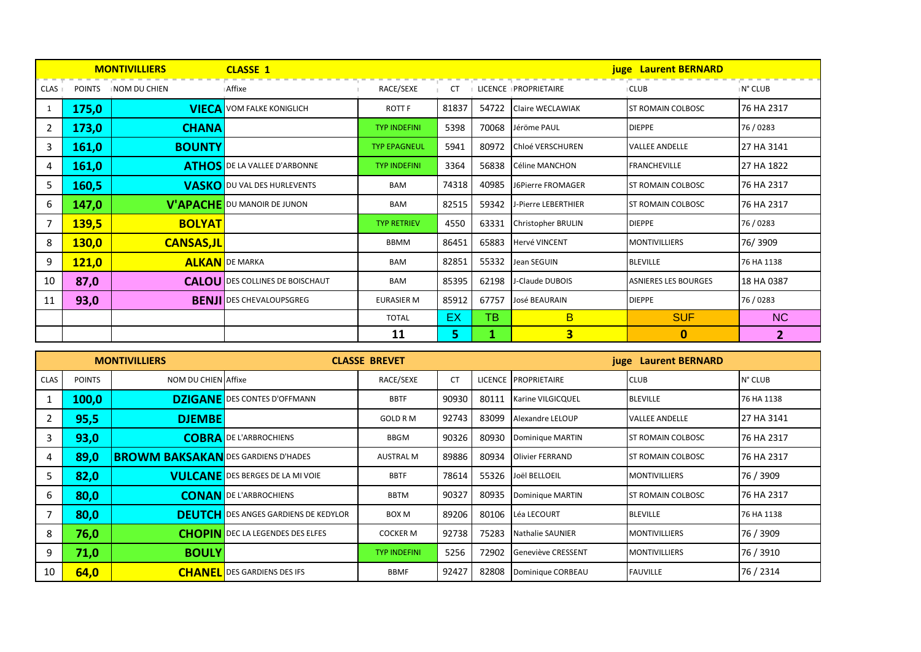| MONTIVILLIERS | | CLASSE 1 | | | | | juge Laurent BERNARD | |
|---|---|---|---|---|---|---|---|---|
| CLAS | POINTS | NOM DU CHIEN | Affixe | RACE/SEXE | CT | LICENCE | PROPRIETAIRE | CLUB | N° CLUB |
| 1 | 175,0 | VIECA | VOM FALKE KONIGLICH | ROTT F | 81837 | 54722 | Claire WECLAWIAK | ST ROMAIN COLBOSC | 76 HA 2317 |
| 2 | 173,0 | CHANA | | TYP INDEFINI | 5398 | 70068 | Jéröme PAUL | DIEPPE | 76 / 0283 |
| 3 | 161,0 | BOUNTY | | TYP EPAGNEUL | 5941 | 80972 | Chloé VERSCHUREN | VALLEE ANDELLE | 27 HA 3141 |
| 4 | 161,0 | ATHOS | DE LA VALLEE D'ARBONNE | TYP INDEFINI | 3364 | 56838 | Céline MANCHON | FRANCHEVILLE | 27 HA 1822 |
| 5 | 160,5 | VASKO | DU VAL DES HURLEVENTS | BAM | 74318 | 40985 | J6Pierre FROMAGER | ST ROMAIN COLBOSC | 76 HA 2317 |
| 6 | 147,0 | V'APACHE | DU MANOIR DE JUNON | BAM | 82515 | 59342 | J-Pierre LEBERTHIER | ST ROMAIN COLBOSC | 76 HA 2317 |
| 7 | 139,5 | BOLYAT | | TYP RETRIEV | 4550 | 63331 | Christopher BRULIN | DIEPPE | 76 / 0283 |
| 8 | 130,0 | CANSAS,JL | | BBMM | 86451 | 65883 | Hervé VINCENT | MONTIVILLIERS | 76/ 3909 |
| 9 | 121,0 | ALKAN | DE MARKA | BAM | 82851 | 55332 | Jean SEGUIN | BLEVILLE | 76 HA 1138 |
| 10 | 87,0 | CALOU | DES COLLINES DE BOISCHAUT | BAM | 85395 | 62198 | J-Claude DUBOIS | ASNIERES LES BOURGES | 18 HA 0387 |
| 11 | 93,0 | BENJI | DES CHEVALOUPSGREG | EURASIER M | 85912 | 67757 | José BEAURAIN | DIEPPE | 76 / 0283 |
| | | | | TOTAL | EX | TB | B | SUF | NC |
| | | | | 11 | 5 | 1 | 3 | 0 | 2 |

| MONTIVILLIERS | | | CLASSE BREVET | | | | juge Laurent BERNARD | | |
|---|---|---|---|---|---|---|---|---|---|
| CLAS | POINTS | NOM DU CHIEN | Affixe | RACE/SEXE | CT | LICENCE | PROPRIETAIRE | CLUB | N° CLUB |
| 1 | 100,0 | DZIGANE | DES CONTES D'OFFMANN | BBTF | 90930 | 80111 | Karine VILGICQUEL | BLEVILLE | 76 HA 1138 |
| 2 | 95,5 | DJEMBE | | GOLD R M | 92743 | 83099 | Alexandre LELOUP | VALLEE ANDELLE | 27 HA 3141 |
| 3 | 93,0 | COBRA | DE L'ARBROCHIENS | BBGM | 90326 | 80930 | Dominique MARTIN | ST ROMAIN COLBOSC | 76 HA 2317 |
| 4 | 89,0 | BROWM BAKSAKAN | DES GARDIENS D'HADES | AUSTRAL M | 89886 | 80934 | Olivier FERRAND | ST ROMAIN COLBOSC | 76 HA 2317 |
| 5 | 82,0 | VULCANE | DES BERGES DE LA MI VOIE | BBTF | 78614 | 55326 | Joël BELLOEIL | MONTIVILLIERS | 76 / 3909 |
| 6 | 80,0 | CONAN | DE L'ARBROCHIENS | BBTM | 90327 | 80935 | Dominique MARTIN | ST ROMAIN COLBOSC | 76 HA 2317 |
| 7 | 80,0 | DEUTCH | DES ANGES GARDIENS DE KEDYLOR | BOX M | 89206 | 80106 | Léa LECOURT | BLEVILLE | 76 HA 1138 |
| 8 | 76,0 | CHOPIN | DEC LA LEGENDES DES ELFES | COCKER M | 92738 | 75283 | Nathalie SAUNIER | MONTIVILLIERS | 76 / 3909 |
| 9 | 71,0 | BOULY | | TYP INDEFINI | 5256 | 72902 | Geneviève CRESSENT | MONTIVILLIERS | 76 / 3910 |
| 10 | 64,0 | CHANEL | DES GARDIENS DES IFS | BBMF | 92427 | 82808 | Dominique CORBEAU | FAUVILLE | 76 / 2314 |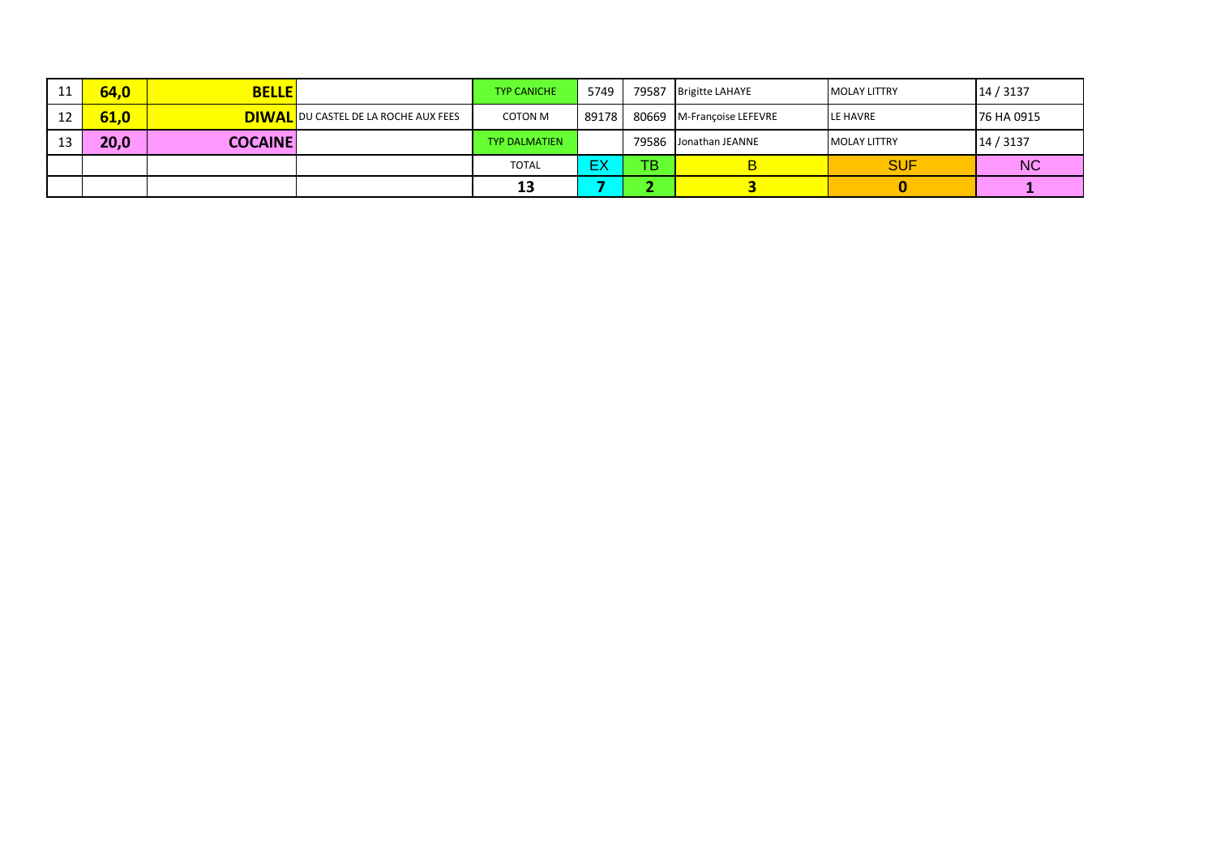| | | | | | | | | | |
|---|---|---|---|---|---|---|---|---|---|
| 11 | **64,0** | **BELLE** | | TYP CANICHE | 5749 | 79587 | Brigitte LAHAYE | MOLAY LITTRY | 14 / 3137 |
| 12 | **61,0** | **DIWAL** | DU CASTEL DE LA ROCHE AUX FEES | COTON M | 89178 | 80669 | M-Françoise LEFEVRE | LE HAVRE | 76 HA 0915 |
| 13 | **20,0** | **COCAINE** | | TYP DALMATIEN | | 79586 | Jonathan JEANNE | MOLAY LITTRY | 14 / 3137 |
| | | | | TOTAL | EX | TB | B | SUF | NC |
| | | | | **13** | **7** | **2** | **3** | **0** | **1** |